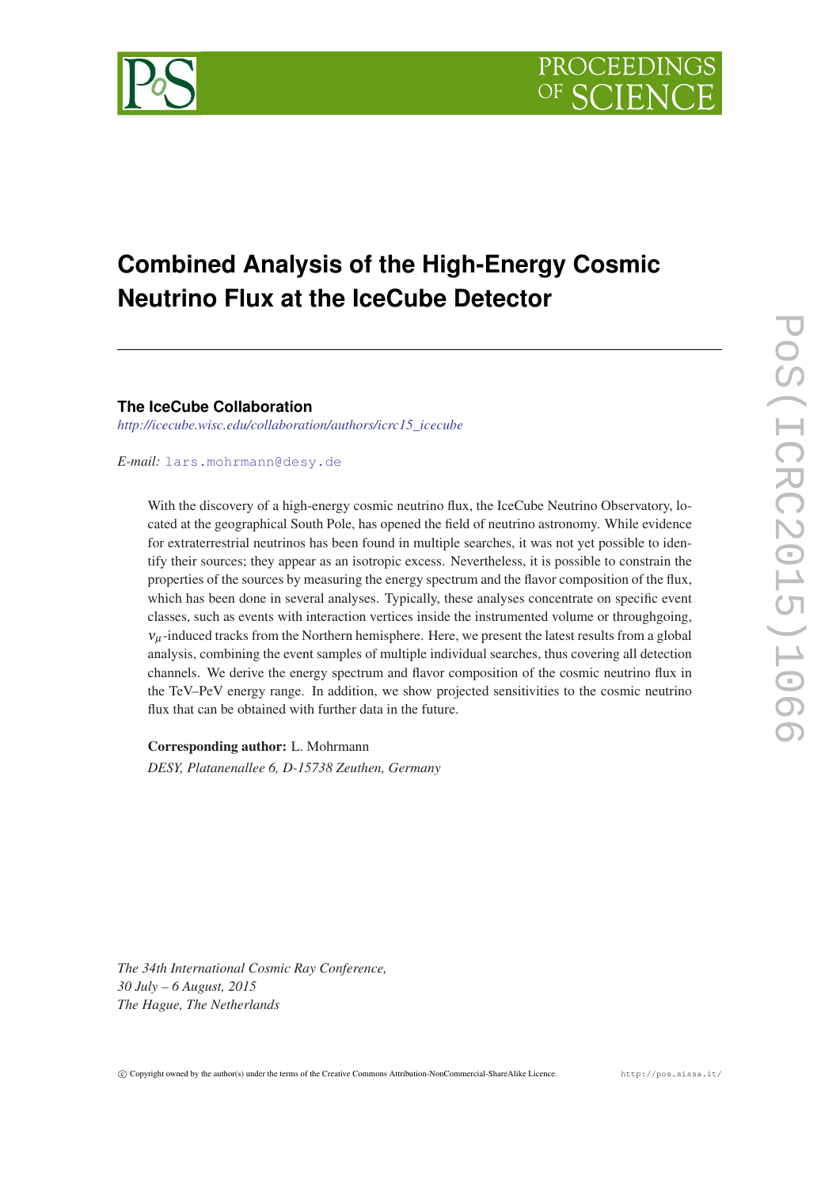# Combined Analysis of the High-Energy Cosmic Neutrino Flux at the IceCube Detector

**The IceCube Collaboration**

*http://icecube.wisc.edu/collaboration/authors/icrc15_icecube*

*E-mail:* lars.mohrmann@desy.de

With the discovery of a high-energy cosmic neutrino flux, the IceCube Neutrino Observatory, located at the geographical South Pole, has opened the field of neutrino astronomy. While evidence for extraterrestrial neutrinos has been found in multiple searches, it was not yet possible to identify their sources; they appear as an isotropic excess. Nevertheless, it is possible to constrain the properties of the sources by measuring the energy spectrum and the flavor composition of the flux, which has been done in several analyses. Typically, these analyses concentrate on specific event classes, such as events with interaction vertices inside the instrumented volume or throughgoing, $\nu_\mu$-induced tracks from the Northern hemisphere. Here, we present the latest results from a global analysis, combining the event samples of multiple individual searches, thus covering all detection channels. We derive the energy spectrum and flavor composition of the cosmic neutrino flux in the TeV–PeV energy range. In addition, we show projected sensitivities to the cosmic neutrino flux that can be obtained with further data in the future.

**Corresponding author:** L. Mohrmann

*DESY, Platanenallee 6, D-15738 Zeuthen, Germany*

*The 34th International Cosmic Ray Conference,*
*30 July – 6 August, 2015*
*The Hague, The Netherlands*

© Copyright owned by the author(s) under the terms of the Creative Commons Attribution-NonCommercial-ShareAlike Licence. http://pos.sissa.it/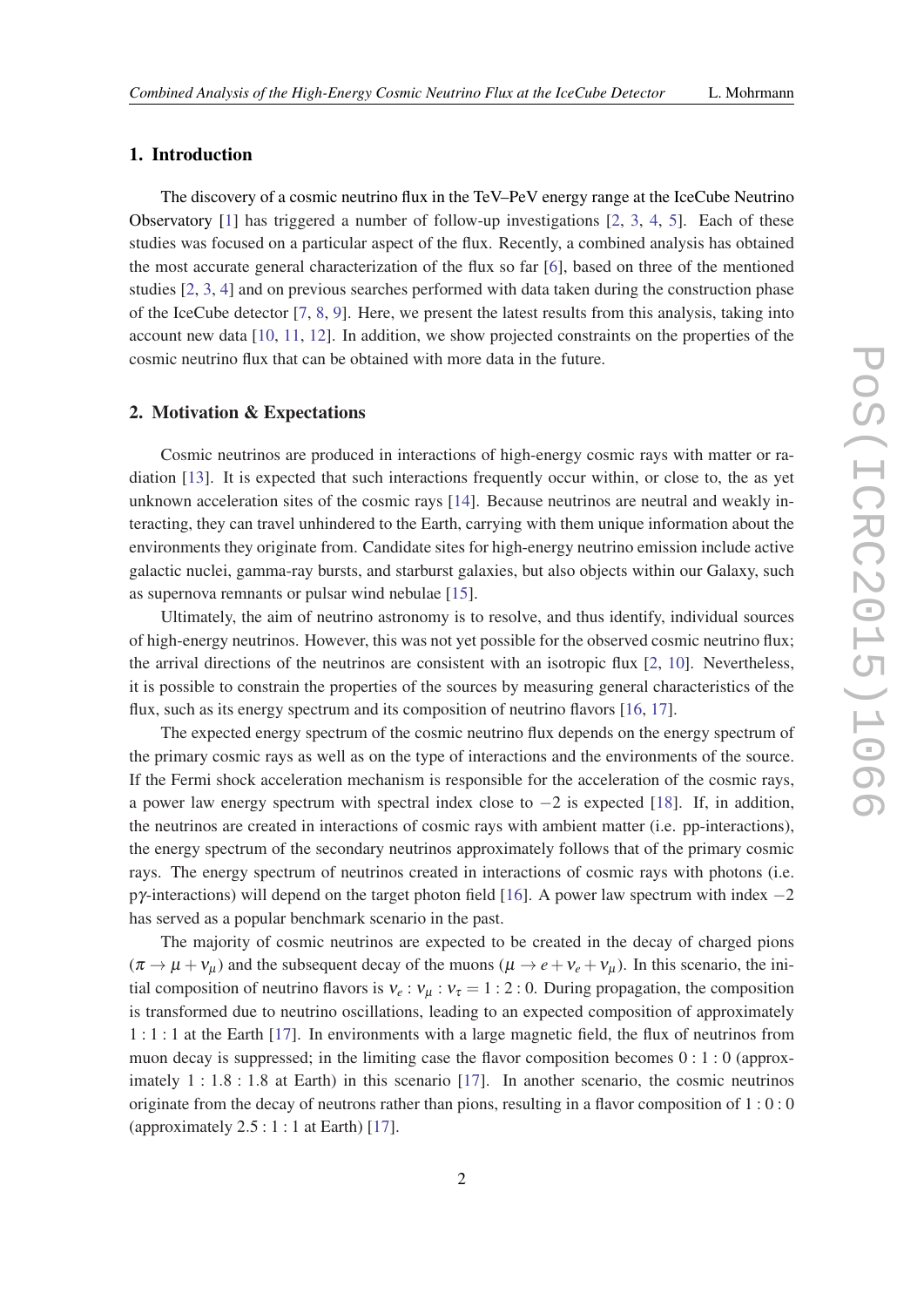## 1. Introduction

The discovery of a cosmic neutrino flux in the TeV–PeV energy range at the IceCube Neutrino Observatory [1] has triggered a number of follow-up investigations [2, 3, 4, 5]. Each of these studies was focused on a particular aspect of the flux. Recently, a combined analysis has obtained the most accurate general characterization of the flux so far [6], based on three of the mentioned studies [2, 3, 4] and on previous searches performed with data taken during the construction phase of the IceCube detector [7, 8, 9]. Here, we present the latest results from this analysis, taking into account new data [10, 11, 12]. In addition, we show projected constraints on the properties of the cosmic neutrino flux that can be obtained with more data in the future.

## 2. Motivation & Expectations

Cosmic neutrinos are produced in interactions of high-energy cosmic rays with matter or radiation [13]. It is expected that such interactions frequently occur within, or close to, the as yet unknown acceleration sites of the cosmic rays [14]. Because neutrinos are neutral and weakly interacting, they can travel unhindered to the Earth, carrying with them unique information about the environments they originate from. Candidate sites for high-energy neutrino emission include active galactic nuclei, gamma-ray bursts, and starburst galaxies, but also objects within our Galaxy, such as supernova remnants or pulsar wind nebulae [15].

Ultimately, the aim of neutrino astronomy is to resolve, and thus identify, individual sources of high-energy neutrinos. However, this was not yet possible for the observed cosmic neutrino flux; the arrival directions of the neutrinos are consistent with an isotropic flux [2, 10]. Nevertheless, it is possible to constrain the properties of the sources by measuring general characteristics of the flux, such as its energy spectrum and its composition of neutrino flavors [16, 17].

The expected energy spectrum of the cosmic neutrino flux depends on the energy spectrum of the primary cosmic rays as well as on the type of interactions and the environments of the source. If the Fermi shock acceleration mechanism is responsible for the acceleration of the cosmic rays, a power law energy spectrum with spectral index close to $-2$ is expected [18]. If, in addition, the neutrinos are created in interactions of cosmic rays with ambient matter (i.e. pp-interactions), the energy spectrum of the secondary neutrinos approximately follows that of the primary cosmic rays. The energy spectrum of neutrinos created in interactions of cosmic rays with photons (i.e. p$\gamma$-interactions) will depend on the target photon field [16]. A power law spectrum with index $-2$ has served as a popular benchmark scenario in the past.

The majority of cosmic neutrinos are expected to be created in the decay of charged pions ($\pi \to \mu + \nu_\mu$) and the subsequent decay of the muons ($\mu \to e + \nu_e + \nu_\mu$). In this scenario, the initial composition of neutrino flavors is $\nu_e : \nu_\mu : \nu_\tau = 1:2:0$. During propagation, the composition is transformed due to neutrino oscillations, leading to an expected composition of approximately $1:1:1$ at the Earth [17]. In environments with a large magnetic field, the flux of neutrinos from muon decay is suppressed; in the limiting case the flavor composition becomes $0:1:0$ (approximately $1:1.8:1.8$ at Earth) in this scenario [17]. In another scenario, the cosmic neutrinos originate from the decay of neutrons rather than pions, resulting in a flavor composition of $1:0:0$ (approximately $2.5:1:1$ at Earth) [17].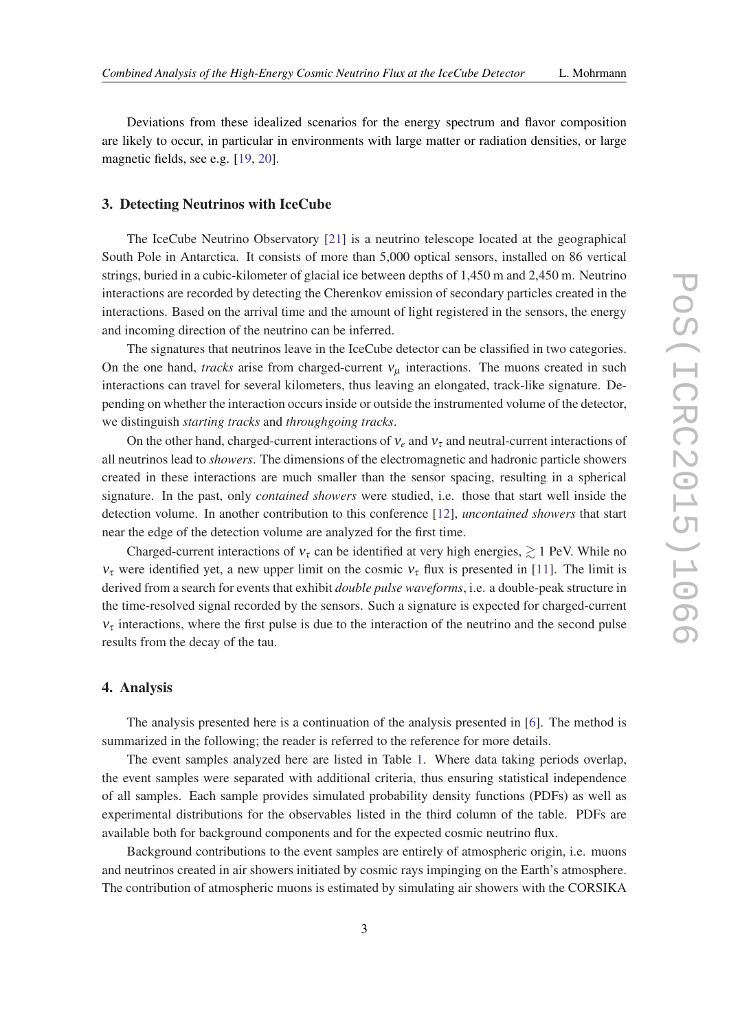Deviations from these idealized scenarios for the energy spectrum and flavor composition are likely to occur, in particular in environments with large matter or radiation densities, or large magnetic fields, see e.g. [19, 20].

## 3. Detecting Neutrinos with IceCube

The IceCube Neutrino Observatory [21] is a neutrino telescope located at the geographical South Pole in Antarctica. It consists of more than 5,000 optical sensors, installed on 86 vertical strings, buried in a cubic-kilometer of glacial ice between depths of 1,450 m and 2,450 m. Neutrino interactions are recorded by detecting the Cherenkov emission of secondary particles created in the interactions. Based on the arrival time and the amount of light registered in the sensors, the energy and incoming direction of the neutrino can be inferred.

The signatures that neutrinos leave in the IceCube detector can be classified in two categories. On the one hand, *tracks* arise from charged-current $\nu_\mu$ interactions. The muons created in such interactions can travel for several kilometers, thus leaving an elongated, track-like signature. Depending on whether the interaction occurs inside or outside the instrumented volume of the detector, we distinguish *starting tracks* and *throughgoing tracks*.

On the other hand, charged-current interactions of $\nu_e$ and $\nu_\tau$ and neutral-current interactions of all neutrinos lead to *showers*. The dimensions of the electromagnetic and hadronic particle showers created in these interactions are much smaller than the sensor spacing, resulting in a spherical signature. In the past, only *contained showers* were studied, i.e. those that start well inside the detection volume. In another contribution to this conference [12], *uncontained showers* that start near the edge of the detection volume are analyzed for the first time.

Charged-current interactions of $\nu_\tau$ can be identified at very high energies, $\gtrsim 1$ PeV. While no $\nu_\tau$ were identified yet, a new upper limit on the cosmic $\nu_\tau$ flux is presented in [11]. The limit is derived from a search for events that exhibit *double pulse waveforms*, i.e. a double-peak structure in the time-resolved signal recorded by the sensors. Such a signature is expected for charged-current $\nu_\tau$ interactions, where the first pulse is due to the interaction of the neutrino and the second pulse results from the decay of the tau.

## 4. Analysis

The analysis presented here is a continuation of the analysis presented in [6]. The method is summarized in the following; the reader is referred to the reference for more details.

The event samples analyzed here are listed in Table 1. Where data taking periods overlap, the event samples were separated with additional criteria, thus ensuring statistical independence of all samples. Each sample provides simulated probability density functions (PDFs) as well as experimental distributions for the observables listed in the third column of the table. PDFs are available both for background components and for the expected cosmic neutrino flux.

Background contributions to the event samples are entirely of atmospheric origin, i.e. muons and neutrinos created in air showers initiated by cosmic rays impinging on the Earth's atmosphere. The contribution of atmospheric muons is estimated by simulating air showers with the CORSIKA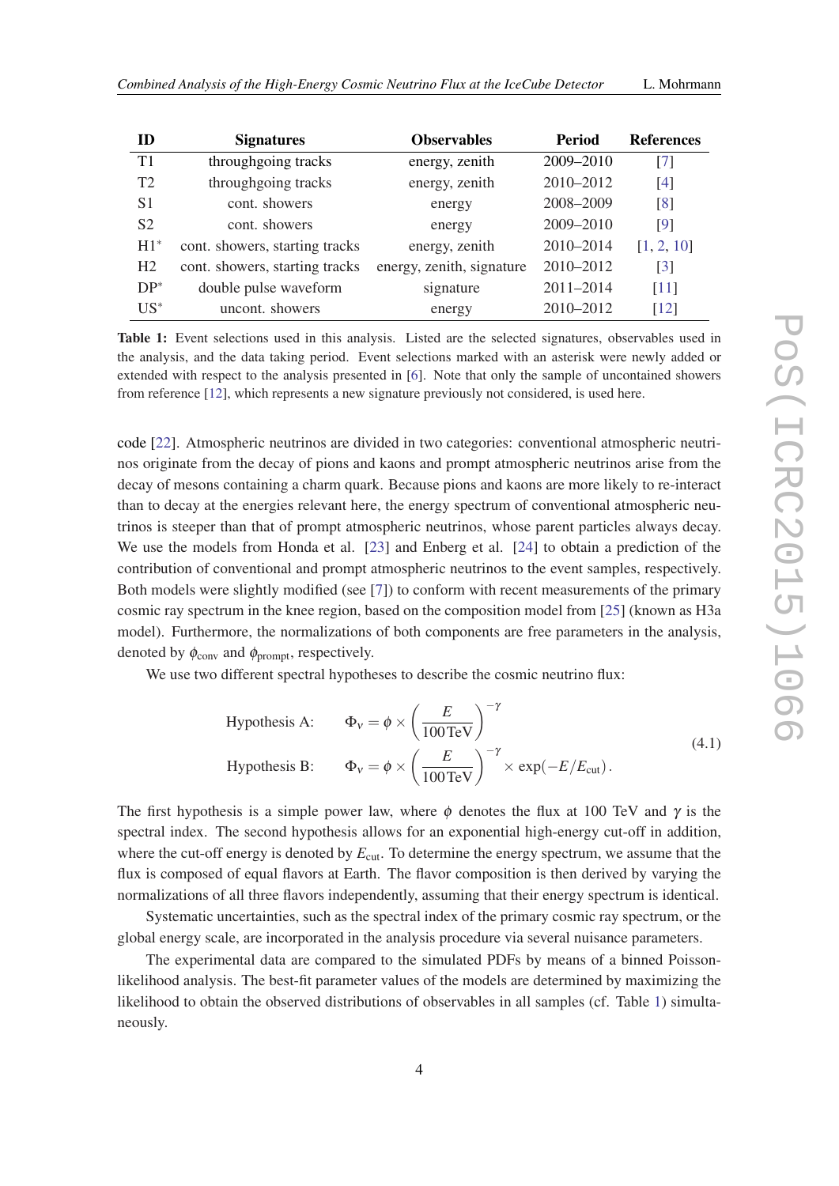| ID | Signatures | Observables | Period | References |
|---|---|---|---|---|
| T1 | throughgoing tracks | energy, zenith | 2009–2010 | [7] |
| T2 | throughgoing tracks | energy, zenith | 2010–2012 | [4] |
| S1 | cont. showers | energy | 2008–2009 | [8] |
| S2 | cont. showers | energy | 2009–2010 | [9] |
| H1* | cont. showers, starting tracks | energy, zenith | 2010–2014 | [1, 2, 10] |
| H2 | cont. showers, starting tracks | energy, zenith, signature | 2010–2012 | [3] |
| DP* | double pulse waveform | signature | 2011–2014 | [11] |
| US* | uncont. showers | energy | 2010–2012 | [12] |

**Table 1:** Event selections used in this analysis. Listed are the selected signatures, observables used in the analysis, and the data taking period. Event selections marked with an asterisk were newly added or extended with respect to the analysis presented in [6]. Note that only the sample of uncontained showers from reference [12], which represents a new signature previously not considered, is used here.

code [22]. Atmospheric neutrinos are divided in two categories: conventional atmospheric neutrinos originate from the decay of pions and kaons and prompt atmospheric neutrinos arise from the decay of mesons containing a charm quark. Because pions and kaons are more likely to re-interact than to decay at the energies relevant here, the energy spectrum of conventional atmospheric neutrinos is steeper than that of prompt atmospheric neutrinos, whose parent particles always decay. We use the models from Honda et al. [23] and Enberg et al. [24] to obtain a prediction of the contribution of conventional and prompt atmospheric neutrinos to the event samples, respectively. Both models were slightly modified (see [7]) to conform with recent measurements of the primary cosmic ray spectrum in the knee region, based on the composition model from [25] (known as H3a model). Furthermore, the normalizations of both components are free parameters in the analysis, denoted by $\phi_{\mathrm{conv}}$ and $\phi_{\mathrm{prompt}}$, respectively.

We use two different spectral hypotheses to describe the cosmic neutrino flux:

$$
\begin{aligned}
&\text{Hypothesis A:} \qquad \Phi_\nu = \phi \times \left(\frac{E}{100\,\mathrm{TeV}}\right)^{-\gamma} \\
&\text{Hypothesis B:} \qquad \Phi_\nu = \phi \times \left(\frac{E}{100\,\mathrm{TeV}}\right)^{-\gamma} \times \exp(-E/E_{\mathrm{cut}})\,.
\end{aligned}
\tag{4.1}
$$

The first hypothesis is a simple power law, where $\phi$ denotes the flux at 100 TeV and $\gamma$ is the spectral index. The second hypothesis allows for an exponential high-energy cut-off in addition, where the cut-off energy is denoted by $E_{\mathrm{cut}}$. To determine the energy spectrum, we assume that the flux is composed of equal flavors at Earth. The flavor composition is then derived by varying the normalizations of all three flavors independently, assuming that their energy spectrum is identical.

Systematic uncertainties, such as the spectral index of the primary cosmic ray spectrum, or the global energy scale, are incorporated in the analysis procedure via several nuisance parameters.

The experimental data are compared to the simulated PDFs by means of a binned Poisson-likelihood analysis. The best-fit parameter values of the models are determined by maximizing the likelihood to obtain the observed distributions of observables in all samples (cf. Table 1) simultaneously.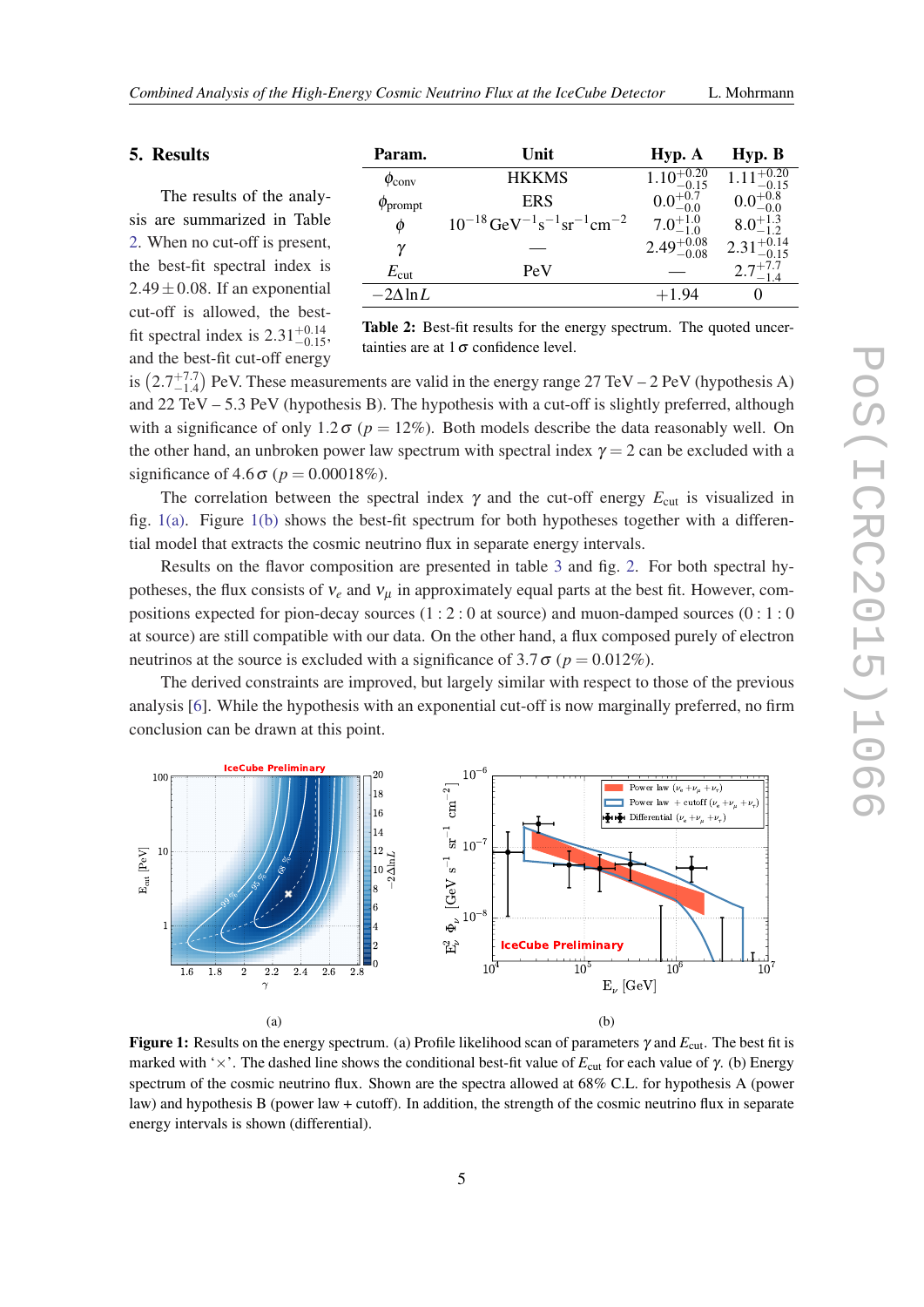## 5. Results

The results of the analysis are summarized in Table 2. When no cut-off is present, the best-fit spectral index is $2.49 \pm 0.08$. If an exponential cut-off is allowed, the best-fit spectral index is $2.31^{+0.14}_{-0.15}$, and the best-fit cut-off energy is $\left(2.7^{+7.7}_{-1.4}\right)$ PeV. These measurements are valid in the energy range 27 TeV – 2 PeV (hypothesis A) and 22 TeV – 5.3 PeV (hypothesis B). The hypothesis with a cut-off is slightly preferred, although with a significance of only $1.2\,\sigma$ ($p = 12\%$). Both models describe the data reasonably well. On the other hand, an unbroken power law spectrum with spectral index $\gamma = 2$ can be excluded with a significance of $4.6\,\sigma$ ($p = 0.00018\%$).

| Param. | Unit | Hyp. A | Hyp. B |
|---|---|---|---|
| $\phi_{\mathrm{conv}}$ | HKKMS | $1.10^{+0.20}_{-0.15}$ | $1.11^{+0.20}_{-0.15}$ |
| $\phi_{\mathrm{prompt}}$ | ERS | $0.0^{+0.7}_{-0.0}$ | $0.0^{+0.8}_{-0.0}$ |
| $\phi$ | $10^{-18}\,\mathrm{GeV}^{-1}\mathrm{s}^{-1}\mathrm{sr}^{-1}\mathrm{cm}^{-2}$ | $7.0^{+1.0}_{-1.0}$ | $8.0^{+1.3}_{-1.2}$ |
| $\gamma$ | — | $2.49^{+0.08}_{-0.08}$ | $2.31^{+0.14}_{-0.15}$ |
| $E_{\mathrm{cut}}$ | PeV | — | $2.7^{+7.7}_{-1.4}$ |
| $-2\Delta\ln L$ | | $+1.94$ | 0 |

**Table 2:** Best-fit results for the energy spectrum. The quoted uncertainties are at $1\,\sigma$ confidence level.

The correlation between the spectral index $\gamma$ and the cut-off energy $E_{\mathrm{cut}}$ is visualized in fig. 1(a). Figure 1(b) shows the best-fit spectrum for both hypotheses together with a differential model that extracts the cosmic neutrino flux in separate energy intervals.

Results on the flavor composition are presented in table 3 and fig. 2. For both spectral hypotheses, the flux consists of $\nu_e$ and $\nu_\mu$ in approximately equal parts at the best fit. However, compositions expected for pion-decay sources (1 : 2 : 0 at source) and muon-damped sources (0 : 1 : 0 at source) are still compatible with our data. On the other hand, a flux composed purely of electron neutrinos at the source is excluded with a significance of $3.7\,\sigma$ ($p = 0.012\%$).

The derived constraints are improved, but largely similar with respect to those of the previous analysis [6]. While the hypothesis with an exponential cut-off is now marginally preferred, no firm conclusion can be drawn at this point.

(a)

(b)

**Figure 1:** Results on the energy spectrum. (a) Profile likelihood scan of parameters $\gamma$ and $E_{\mathrm{cut}}$. The best fit is marked with '$\times$'. The dashed line shows the conditional best-fit value of $E_{\mathrm{cut}}$ for each value of $\gamma$. (b) Energy spectrum of the cosmic neutrino flux. Shown are the spectra allowed at 68% C.L. for hypothesis A (power law) and hypothesis B (power law + cutoff). In addition, the strength of the cosmic neutrino flux in separate energy intervals is shown (differential).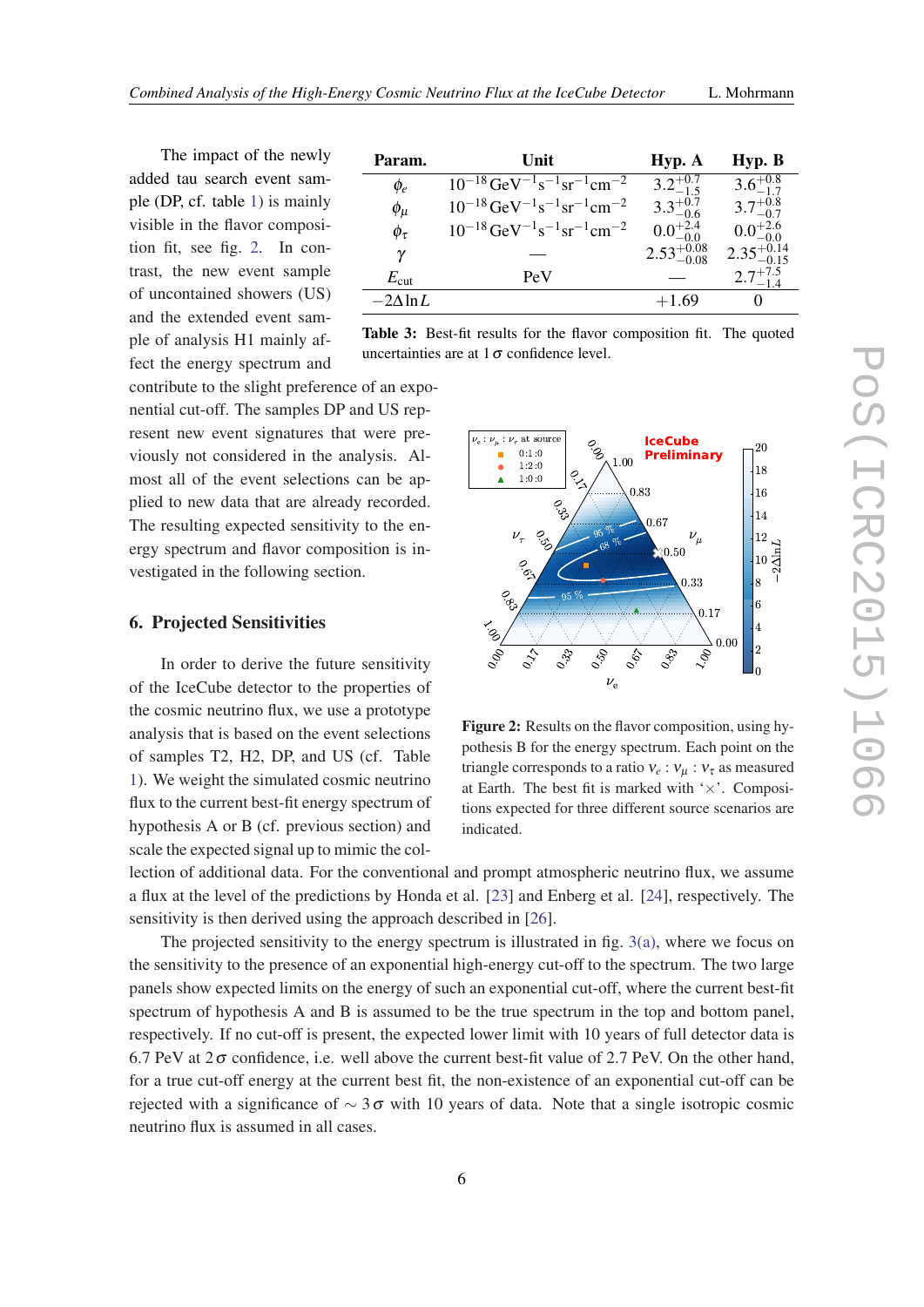The impact of the newly added tau search event sample (DP, cf. table 1) is mainly visible in the flavor composition fit, see fig. 2. In contrast, the new event sample of uncontained showers (US) and the extended event sample of analysis H1 mainly affect the energy spectrum and contribute to the slight preference of an exponential cut-off. The samples DP and US represent new event signatures that were previously not considered in the analysis. Almost all of the event selections can be applied to new data that are already recorded. The resulting expected sensitivity to the energy spectrum and flavor composition is investigated in the following section.

| Param. | Unit | Hyp. A | Hyp. B |
|---|---|---|---|
| $\phi_e$ | $10^{-18}\,\mathrm{GeV^{-1}s^{-1}sr^{-1}cm^{-2}}$ | $3.2^{+0.7}_{-1.5}$ | $3.6^{+0.8}_{-1.7}$ |
| $\phi_\mu$ | $10^{-18}\,\mathrm{GeV^{-1}s^{-1}sr^{-1}cm^{-2}}$ | $3.3^{+0.7}_{-0.6}$ | $3.7^{+0.8}_{-0.7}$ |
| $\phi_\tau$ | $10^{-18}\,\mathrm{GeV^{-1}s^{-1}sr^{-1}cm^{-2}}$ | $0.0^{+2.4}_{-0.0}$ | $0.0^{+2.6}_{-0.0}$ |
| $\gamma$ | — | $2.53^{+0.08}_{-0.08}$ | $2.35^{+0.14}_{-0.15}$ |
| $E_{\mathrm{cut}}$ | PeV | — | $2.7^{+7.5}_{-1.4}$ |
| $-2\Delta\ln L$ | | $+1.69$ | 0 |

**Table 3:** Best-fit results for the flavor composition fit. The quoted uncertainties are at $1\,\sigma$ confidence level.

**Figure 2:** Results on the flavor composition, using hypothesis B for the energy spectrum. Each point on the triangle corresponds to a ratio $\nu_e : \nu_\mu : \nu_\tau$ as measured at Earth. The best fit is marked with '$\times$'. Compositions expected for three different source scenarios are indicated.

## 6. Projected Sensitivities

In order to derive the future sensitivity of the IceCube detector to the properties of the cosmic neutrino flux, we use a prototype analysis that is based on the event selections of samples T2, H2, DP, and US (cf. Table 1). We weight the simulated cosmic neutrino flux to the current best-fit energy spectrum of hypothesis A or B (cf. previous section) and scale the expected signal up to mimic the collection of additional data. For the conventional and prompt atmospheric neutrino flux, we assume a flux at the level of the predictions by Honda et al. [23] and Enberg et al. [24], respectively. The sensitivity is then derived using the approach described in [26].

The projected sensitivity to the energy spectrum is illustrated in fig. 3(a), where we focus on the sensitivity to the presence of an exponential high-energy cut-off to the spectrum. The two large panels show expected limits on the energy of such an exponential cut-off, where the current best-fit spectrum of hypothesis A and B is assumed to be the true spectrum in the top and bottom panel, respectively. If no cut-off is present, the expected lower limit with 10 years of full detector data is 6.7 PeV at $2\,\sigma$ confidence, i.e. well above the current best-fit value of 2.7 PeV. On the other hand, for a true cut-off energy at the current best fit, the non-existence of an exponential cut-off can be rejected with a significance of $\sim 3\,\sigma$ with 10 years of data. Note that a single isotropic cosmic neutrino flux is assumed in all cases.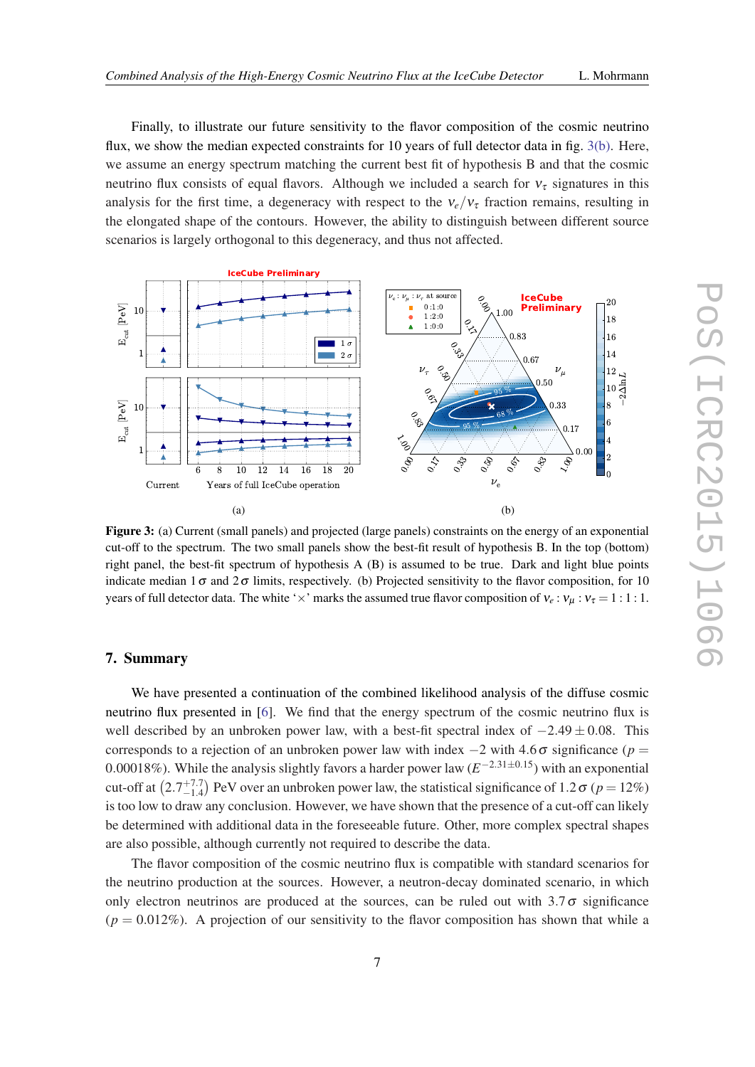Finally, to illustrate our future sensitivity to the flavor composition of the cosmic neutrino flux, we show the median expected constraints for 10 years of full detector data in fig. 3(b). Here, we assume an energy spectrum matching the current best fit of hypothesis B and that the cosmic neutrino flux consists of equal flavors. Although we included a search for $\nu_\tau$ signatures in this analysis for the first time, a degeneracy with respect to the $\nu_e/\nu_\tau$ fraction remains, resulting in the elongated shape of the contours. However, the ability to distinguish between different source scenarios is largely orthogonal to this degeneracy, and thus not affected.

**Figure 3:** (a) Current (small panels) and projected (large panels) constraints on the energy of an exponential cut-off to the spectrum. The two small panels show the best-fit result of hypothesis B. In the top (bottom) right panel, the best-fit spectrum of hypothesis A (B) is assumed to be true. Dark and light blue points indicate median $1\,\sigma$ and $2\,\sigma$ limits, respectively. (b) Projected sensitivity to the flavor composition, for 10 years of full detector data. The white '×' marks the assumed true flavor composition of $\nu_e:\nu_\mu:\nu_\tau = 1:1:1$.

## 7. Summary

We have presented a continuation of the combined likelihood analysis of the diffuse cosmic neutrino flux presented in [6]. We find that the energy spectrum of the cosmic neutrino flux is well described by an unbroken power law, with a best-fit spectral index of $-2.49 \pm 0.08$. This corresponds to a rejection of an unbroken power law with index $-2$ with $4.6\,\sigma$ significance ($p = 0.00018\%$). While the analysis slightly favors a harder power law ($E^{-2.31\pm0.15}$) with an exponential cut-off at $\left(2.7^{+7.7}_{-1.4}\right)$ PeV over an unbroken power law, the statistical significance of $1.2\,\sigma$ ($p = 12\%$) is too low to draw any conclusion. However, we have shown that the presence of a cut-off can likely be determined with additional data in the foreseeable future. Other, more complex spectral shapes are also possible, although currently not required to describe the data.

The flavor composition of the cosmic neutrino flux is compatible with standard scenarios for the neutrino production at the sources. However, a neutron-decay dominated scenario, in which only electron neutrinos are produced at the sources, can be ruled out with $3.7\,\sigma$ significance ($p = 0.012\%$). A projection of our sensitivity to the flavor composition has shown that while a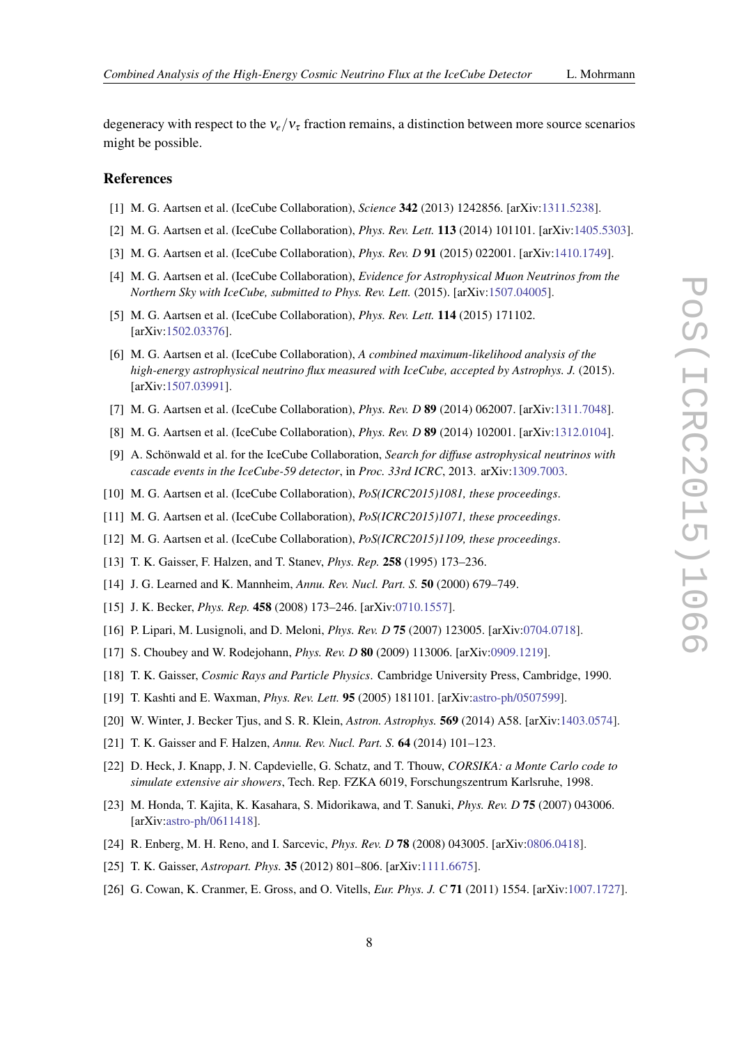degeneracy with respect to the $\nu_e/\nu_\tau$ fraction remains, a distinction between more source scenarios might be possible.

## References

[1] M. G. Aartsen et al. (IceCube Collaboration), *Science* **342** (2013) 1242856. [arXiv:1311.5238].

[2] M. G. Aartsen et al. (IceCube Collaboration), *Phys. Rev. Lett.* **113** (2014) 101101. [arXiv:1405.5303].

[3] M. G. Aartsen et al. (IceCube Collaboration), *Phys. Rev. D* **91** (2015) 022001. [arXiv:1410.1749].

[4] M. G. Aartsen et al. (IceCube Collaboration), *Evidence for Astrophysical Muon Neutrinos from the Northern Sky with IceCube, submitted to Phys. Rev. Lett.* (2015). [arXiv:1507.04005].

[5] M. G. Aartsen et al. (IceCube Collaboration), *Phys. Rev. Lett.* **114** (2015) 171102. [arXiv:1502.03376].

[6] M. G. Aartsen et al. (IceCube Collaboration), *A combined maximum-likelihood analysis of the high-energy astrophysical neutrino flux measured with IceCube, accepted by Astrophys. J.* (2015). [arXiv:1507.03991].

[7] M. G. Aartsen et al. (IceCube Collaboration), *Phys. Rev. D* **89** (2014) 062007. [arXiv:1311.7048].

[8] M. G. Aartsen et al. (IceCube Collaboration), *Phys. Rev. D* **89** (2014) 102001. [arXiv:1312.0104].

[9] A. Schönwald et al. for the IceCube Collaboration, *Search for diffuse astrophysical neutrinos with cascade events in the IceCube-59 detector*, in *Proc. 33rd ICRC*, 2013. arXiv:1309.7003.

[10] M. G. Aartsen et al. (IceCube Collaboration), *PoS(ICRC2015)1081, these proceedings*.

[11] M. G. Aartsen et al. (IceCube Collaboration), *PoS(ICRC2015)1071, these proceedings*.

[12] M. G. Aartsen et al. (IceCube Collaboration), *PoS(ICRC2015)1109, these proceedings*.

[13] T. K. Gaisser, F. Halzen, and T. Stanev, *Phys. Rep.* **258** (1995) 173–236.

[14] J. G. Learned and K. Mannheim, *Annu. Rev. Nucl. Part. S.* **50** (2000) 679–749.

[15] J. K. Becker, *Phys. Rep.* **458** (2008) 173–246. [arXiv:0710.1557].

[16] P. Lipari, M. Lusignoli, and D. Meloni, *Phys. Rev. D* **75** (2007) 123005. [arXiv:0704.0718].

[17] S. Choubey and W. Rodejohann, *Phys. Rev. D* **80** (2009) 113006. [arXiv:0909.1219].

[18] T. K. Gaisser, *Cosmic Rays and Particle Physics*. Cambridge University Press, Cambridge, 1990.

[19] T. Kashti and E. Waxman, *Phys. Rev. Lett.* **95** (2005) 181101. [arXiv:astro-ph/0507599].

[20] W. Winter, J. Becker Tjus, and S. R. Klein, *Astron. Astrophys.* **569** (2014) A58. [arXiv:1403.0574].

[21] T. K. Gaisser and F. Halzen, *Annu. Rev. Nucl. Part. S.* **64** (2014) 101–123.

[22] D. Heck, J. Knapp, J. N. Capdevielle, G. Schatz, and T. Thouw, *CORSIKA: a Monte Carlo code to simulate extensive air showers*, Tech. Rep. FZKA 6019, Forschungszentrum Karlsruhe, 1998.

[23] M. Honda, T. Kajita, K. Kasahara, S. Midorikawa, and T. Sanuki, *Phys. Rev. D* **75** (2007) 043006. [arXiv:astro-ph/0611418].

[24] R. Enberg, M. H. Reno, and I. Sarcevic, *Phys. Rev. D* **78** (2008) 043005. [arXiv:0806.0418].

[25] T. K. Gaisser, *Astropart. Phys.* **35** (2012) 801–806. [arXiv:1111.6675].

[26] G. Cowan, K. Cranmer, E. Gross, and O. Vitells, *Eur. Phys. J. C* **71** (2011) 1554. [arXiv:1007.1727].